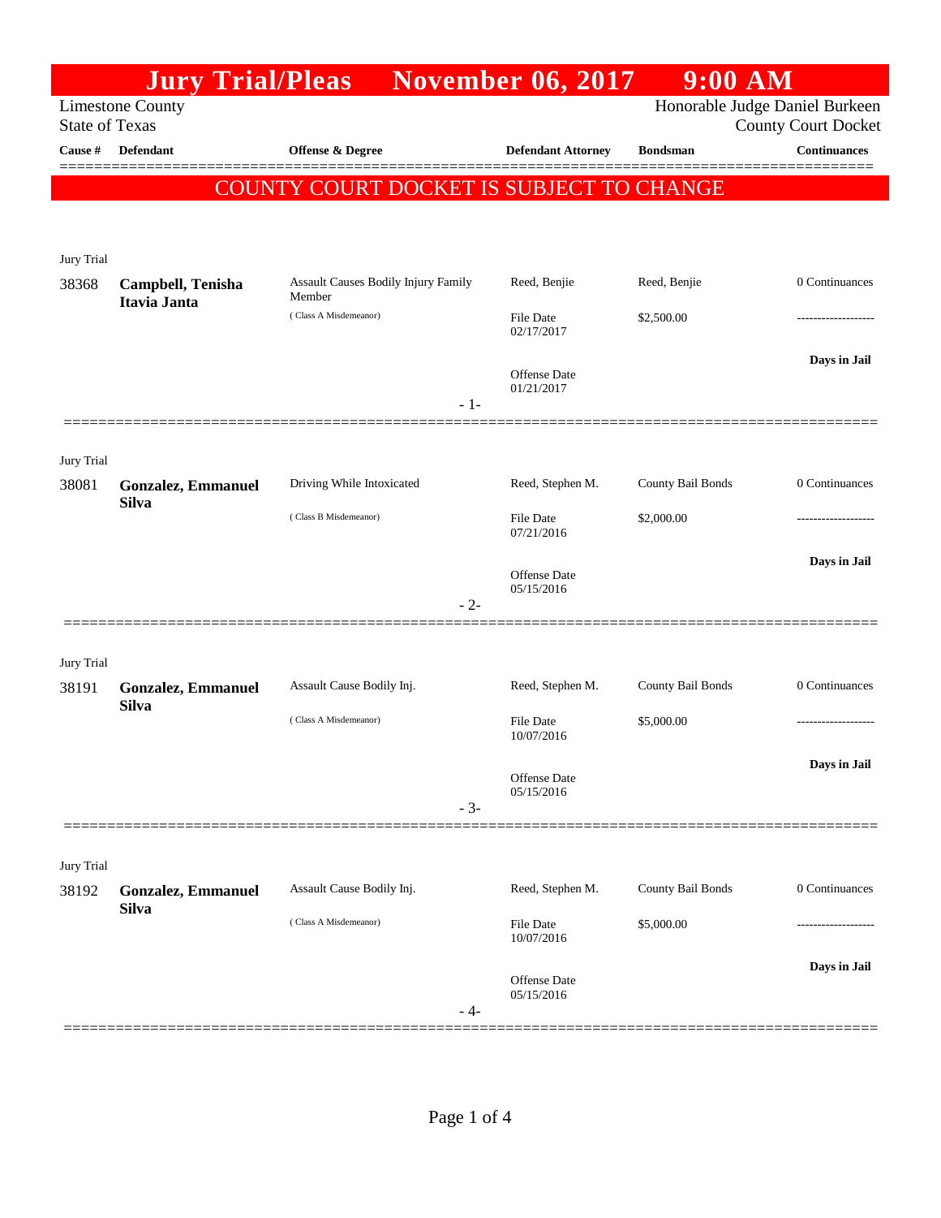# Jury Trial/Pleas November 06, 2017 9:00 AM

Limestone County
State of Texas

Honorable Judge Daniel Burkeen
County Court Docket

| Cause # | Defendant | Offense & Degree | Defendant Attorney | Bondsman | Continuances |
|---|---|---|---|---|---|

**COUNTY COURT DOCKET IS SUBJECT TO CHANGE**

Jury Trial

| Cause # | Defendant | Offense & Degree | Defendant Attorney | Bondsman | Continuances |
|---|---|---|---|---|---|
| 38368 | **Campbell, Tenisha Itavia Janta** | Assault Causes Bodily Injury Family Member<br>( Class A Misdemeanor) | Reed, Benjie<br>File Date 02/17/2017<br>Offense Date 01/21/2017 | Reed, Benjie<br>$2,500.00 | 0 Continuances<br>-------------------<br>**Days in Jail** |

- 1-

Jury Trial

| Cause # | Defendant | Offense & Degree | Defendant Attorney | Bondsman | Continuances |
|---|---|---|---|---|---|
| 38081 | **Gonzalez, Emmanuel Silva** | Driving While Intoxicated<br>( Class B Misdemeanor) | Reed, Stephen M.<br>File Date 07/21/2016<br>Offense Date 05/15/2016 | County Bail Bonds<br>$2,000.00 | 0 Continuances<br>-------------------<br>**Days in Jail** |

- 2-

Jury Trial

| Cause # | Defendant | Offense & Degree | Defendant Attorney | Bondsman | Continuances |
|---|---|---|---|---|---|
| 38191 | **Gonzalez, Emmanuel Silva** | Assault Cause Bodily Inj.<br>( Class A Misdemeanor) | Reed, Stephen M.<br>File Date 10/07/2016<br>Offense Date 05/15/2016 | County Bail Bonds<br>$5,000.00 | 0 Continuances<br>-------------------<br>**Days in Jail** |

- 3-

Jury Trial

| Cause # | Defendant | Offense & Degree | Defendant Attorney | Bondsman | Continuances |
|---|---|---|---|---|---|
| 38192 | **Gonzalez, Emmanuel Silva** | Assault Cause Bodily Inj.<br>( Class A Misdemeanor) | Reed, Stephen M.<br>File Date 10/07/2016<br>Offense Date 05/15/2016 | County Bail Bonds<br>$5,000.00 | 0 Continuances<br>-------------------<br>**Days in Jail** |

- 4-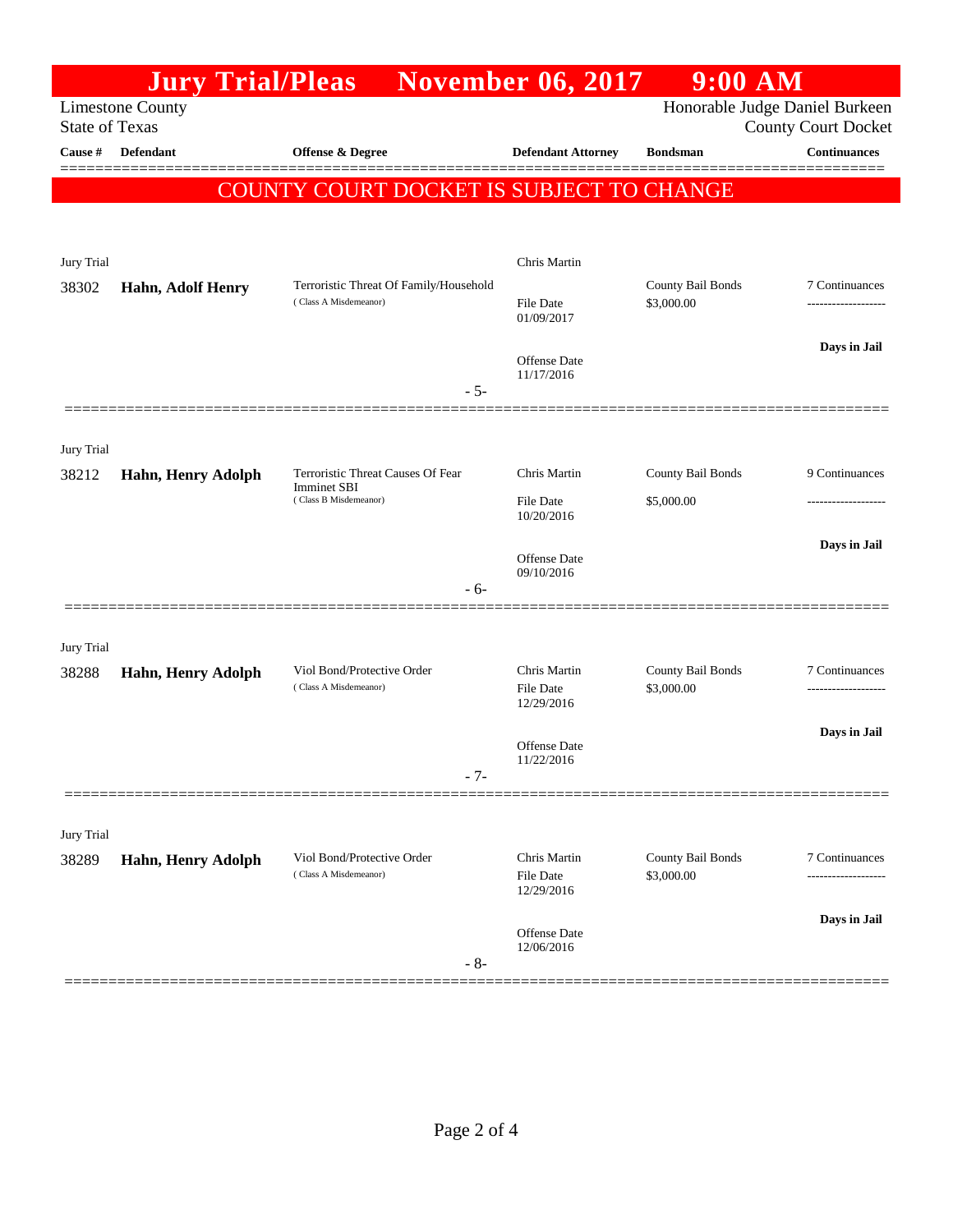# Jury Trial/Pleas November 06, 2017 9:00 AM

Limestone County
State of Texas

Honorable Judge Daniel Burkeen
County Court Docket

**COUNTY COURT DOCKET IS SUBJECT TO CHANGE**

| Cause # | Defendant | Offense & Degree | Defendant Attorney | Bondsman | Continuances |
|---|---|---|---|---|---|
| Jury Trial | | | Chris Martin | | |
| 38302 | **Hahn, Adolf Henry** | Terroristic Threat Of Family/Household (Class A Misdemeanor) | File Date 01/09/2017 | County Bail Bonds $3,000.00 | 7 Continuances |
| | | | Offense Date 11/17/2016 | | **Days in Jail** |
| | | - 5- | | | |
| Jury Trial | | | | | |
| 38212 | **Hahn, Henry Adolph** | Terroristic Threat Causes Of Fear Imminet SBI (Class B Misdemeanor) | Chris Martin<br>File Date 10/20/2016 | County Bail Bonds $5,000.00 | 9 Continuances |
| | | | Offense Date 09/10/2016 | | **Days in Jail** |
| | | - 6- | | | |
| Jury Trial | | | | | |
| 38288 | **Hahn, Henry Adolph** | Viol Bond/Protective Order (Class A Misdemeanor) | Chris Martin<br>File Date 12/29/2016 | County Bail Bonds $3,000.00 | 7 Continuances |
| | | | Offense Date 11/22/2016 | | **Days in Jail** |
| | | - 7- | | | |
| Jury Trial | | | | | |
| 38289 | **Hahn, Henry Adolph** | Viol Bond/Protective Order (Class A Misdemeanor) | Chris Martin<br>File Date 12/29/2016 | County Bail Bonds $3,000.00 | 7 Continuances |
| | | | Offense Date 12/06/2016 | | **Days in Jail** |
| | | - 8- | | | |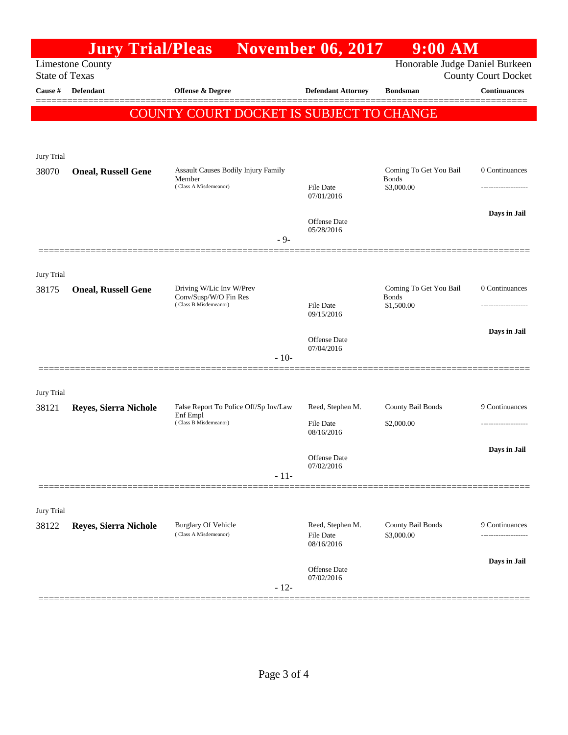# Jury Trial/Pleas November 06, 2017 9:00 AM

Limestone County
State of Texas

Honorable Judge Daniel Burkeen
County Court Docket

| Cause # | Defendant | Offense & Degree | Defendant Attorney | Bondsman | Continuances |
|---|---|---|---|---|---|

**COUNTY COURT DOCKET IS SUBJECT TO CHANGE**

Jury Trial

| Cause # | Defendant | Offense & Degree | Defendant Attorney | Bondsman | Continuances |
|---|---|---|---|---|---|
| 38070 | **Oneal, Russell Gene** | Assault Causes Bodily Injury Family Member ( Class A Misdemeanor) | File Date 07/01/2016<br>Offense Date 05/28/2016 | Coming To Get You Bail Bonds $3,000.00 | 0 Continuances<br>-------------------<br>**Days in Jail** |

- 9-

Jury Trial

| Cause # | Defendant | Offense & Degree | Defendant Attorney | Bondsman | Continuances |
|---|---|---|---|---|---|
| 38175 | **Oneal, Russell Gene** | Driving W/Lic Inv W/Prev Conv/Susp/W/O Fin Res ( Class B Misdemeanor) | File Date 09/15/2016<br>Offense Date 07/04/2016 | Coming To Get You Bail Bonds $1,500.00 | 0 Continuances<br>-------------------<br>**Days in Jail** |

- 10-

Jury Trial

| Cause # | Defendant | Offense & Degree | Defendant Attorney | Bondsman | Continuances |
|---|---|---|---|---|---|
| 38121 | **Reyes, Sierra Nichole** | False Report To Police Off/Sp Inv/Law Enf Empl ( Class B Misdemeanor) | Reed, Stephen M.<br>File Date 08/16/2016<br>Offense Date 07/02/2016 | County Bail Bonds $2,000.00 | 9 Continuances<br>-------------------<br>**Days in Jail** |

- 11-

Jury Trial

| Cause # | Defendant | Offense & Degree | Defendant Attorney | Bondsman | Continuances |
|---|---|---|---|---|---|
| 38122 | **Reyes, Sierra Nichole** | Burglary Of Vehicle ( Class A Misdemeanor) | Reed, Stephen M.<br>File Date 08/16/2016<br>Offense Date 07/02/2016 | County Bail Bonds $3,000.00 | 9 Continuances<br>-------------------<br>**Days in Jail** |

- 12-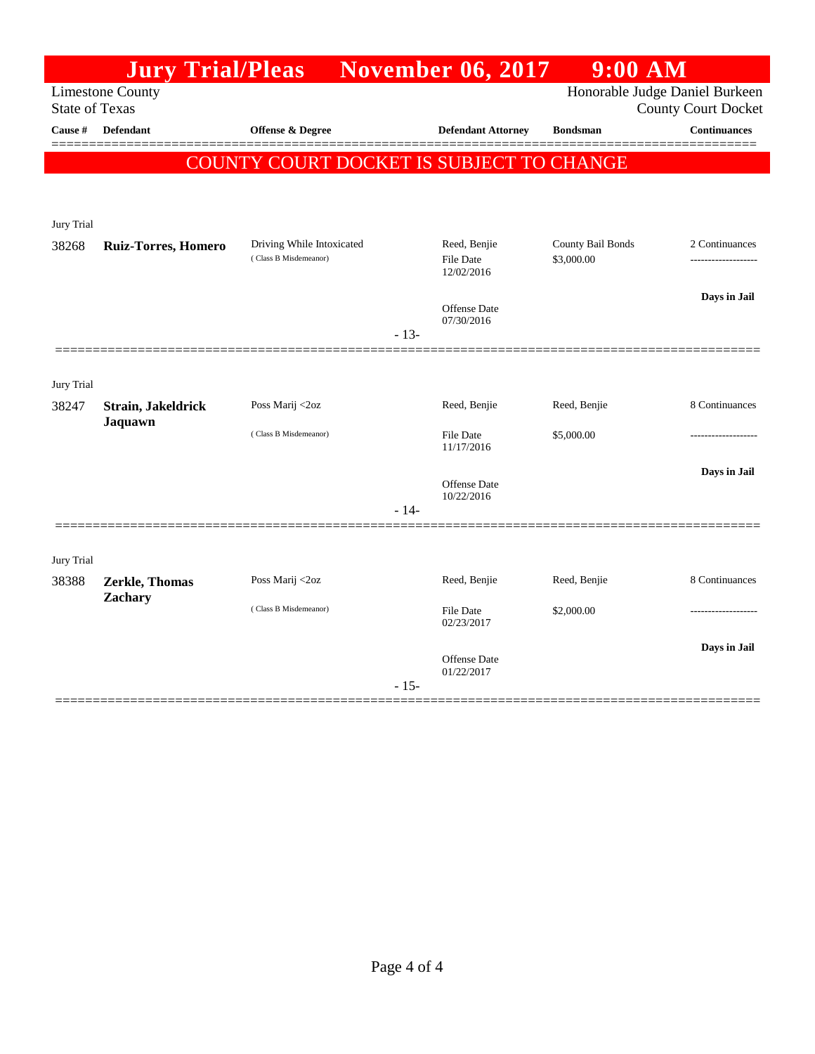# Jury Trial/Pleas November 06, 2017 9:00 AM

Limestone County
State of Texas

Honorable Judge Daniel Burkeen
County Court Docket

**COUNTY COURT DOCKET IS SUBJECT TO CHANGE**

| Cause # | Defendant | Offense & Degree | Defendant Attorney | Bondsman | Continuances |
|---|---|---|---|---|---|
| Jury Trial | | | | | |
| 38268 | **Ruiz-Torres, Homero** | Driving While Intoxicated (Class B Misdemeanor) | Reed, Benjie<br>File Date 12/02/2016<br>Offense Date 07/30/2016 | County Bail Bonds<br>$3,000.00 | 2 Continuances<br>-------------------<br>**Days in Jail** |
| | | | - 13- | | |
| Jury Trial | | | | | |
| 38247 | **Strain, Jakeldrick Jaquawn** | Poss Marij <2oz (Class B Misdemeanor) | Reed, Benjie<br>File Date 11/17/2016<br>Offense Date 10/22/2016 | Reed, Benjie<br>$5,000.00 | 8 Continuances<br>-------------------<br>**Days in Jail** |
| | | | - 14- | | |
| Jury Trial | | | | | |
| 38388 | **Zerkle, Thomas Zachary** | Poss Marij <2oz (Class B Misdemeanor) | Reed, Benjie<br>File Date 02/23/2017<br>Offense Date 01/22/2017 | Reed, Benjie<br>$2,000.00 | 8 Continuances<br>-------------------<br>**Days in Jail** |
| | | | - 15- | | |